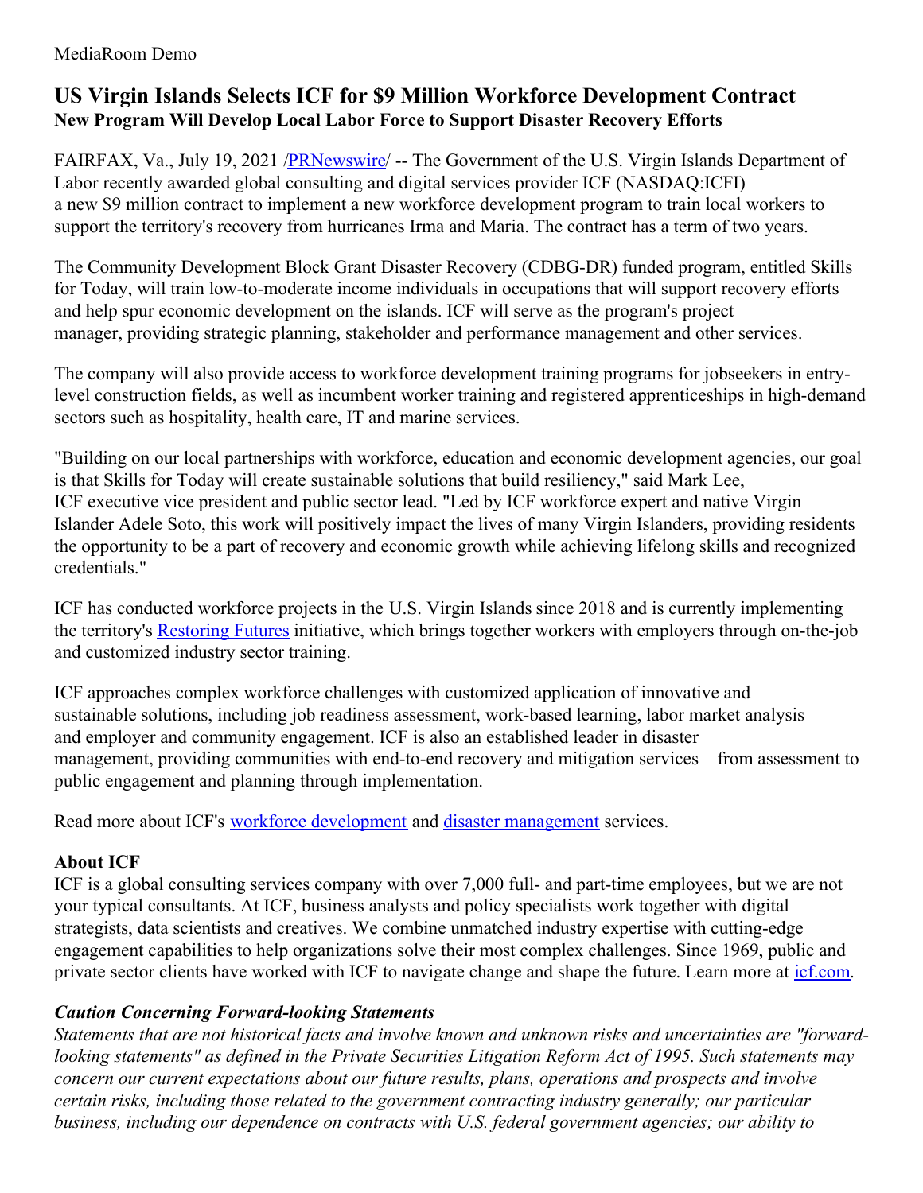MediaRoom Demo

# US Virgin Islands Selects ICF for $9 Million Workforce Development Contract

## New Program Will Develop Local Labor Force to Support Disaster Recovery Efforts

FAIRFAX, Va., July 19, 2021 /PRNewswire/ -- The Government of the U.S. Virgin Islands Department of Labor recently awarded global consulting and digital services provider ICF (NASDAQ:ICFI) a new $9 million contract to implement a new workforce development program to train local workers to support the territory's recovery from hurricanes Irma and Maria. The contract has a term of two years.

The Community Development Block Grant Disaster Recovery (CDBG-DR) funded program, entitled Skills for Today, will train low-to-moderate income individuals in occupations that will support recovery efforts and help spur economic development on the islands. ICF will serve as the program's project manager, providing strategic planning, stakeholder and performance management and other services.

The company will also provide access to workforce development training programs for jobseekers in entry-level construction fields, as well as incumbent worker training and registered apprenticeships in high-demand sectors such as hospitality, health care, IT and marine services.

"Building on our local partnerships with workforce, education and economic development agencies, our goal is that Skills for Today will create sustainable solutions that build resiliency," said Mark Lee, ICF executive vice president and public sector lead. "Led by ICF workforce expert and native Virgin Islander Adele Soto, this work will positively impact the lives of many Virgin Islanders, providing residents the opportunity to be a part of recovery and economic growth while achieving lifelong skills and recognized credentials."

ICF has conducted workforce projects in the U.S. Virgin Islands since 2018 and is currently implementing the territory's Restoring Futures initiative, which brings together workers with employers through on-the-job and customized industry sector training.

ICF approaches complex workforce challenges with customized application of innovative and sustainable solutions, including job readiness assessment, work-based learning, labor market analysis and employer and community engagement. ICF is also an established leader in disaster management, providing communities with end-to-end recovery and mitigation services—from assessment to public engagement and planning through implementation.

Read more about ICF's workforce development and disaster management services.

### About ICF

ICF is a global consulting services company with over 7,000 full- and part-time employees, but we are not your typical consultants. At ICF, business analysts and policy specialists work together with digital strategists, data scientists and creatives. We combine unmatched industry expertise with cutting-edge engagement capabilities to help organizations solve their most complex challenges. Since 1969, public and private sector clients have worked with ICF to navigate change and shape the future. Learn more at icf.com.

### *Caution Concerning Forward-looking Statements*

*Statements that are not historical facts and involve known and unknown risks and uncertainties are "forward-looking statements" as defined in the Private Securities Litigation Reform Act of 1995. Such statements may concern our current expectations about our future results, plans, operations and prospects and involve certain risks, including those related to the government contracting industry generally; our particular business, including our dependence on contracts with U.S. federal government agencies; our ability to*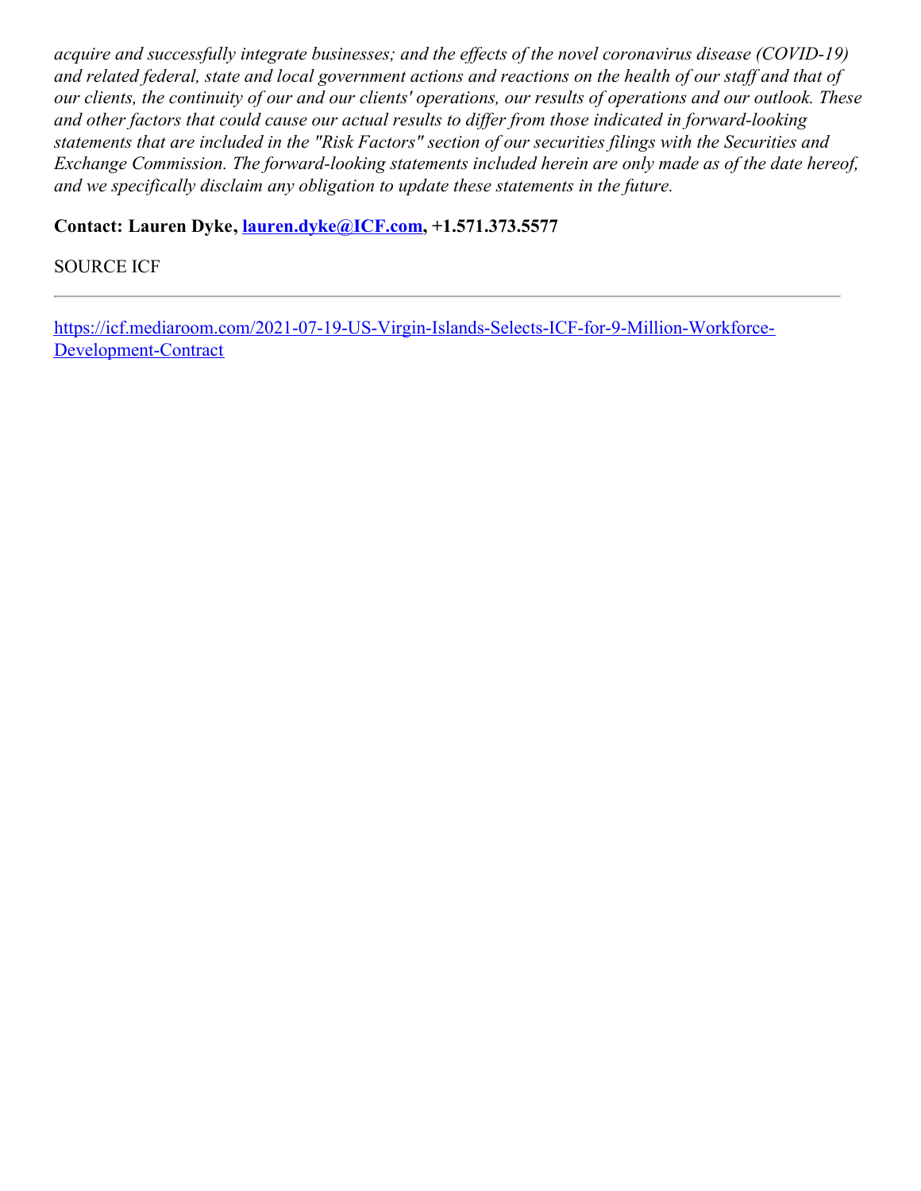*acquire and successfully integrate businesses; and the effects of the novel coronavirus disease (COVID-19) and related federal, state and local government actions and reactions on the health of our staff and that of our clients, the continuity of our and our clients' operations, our results of operations and our outlook. These and other factors that could cause our actual results to differ from those indicated in forward-looking statements that are included in the "Risk Factors" section of our securities filings with the Securities and Exchange Commission. The forward-looking statements included herein are only made as of the date hereof, and we specifically disclaim any obligation to update these statements in the future.*

**Contact: Lauren Dyke, lauren.dyke@ICF.com, +1.571.373.5577**

SOURCE ICF

---

https://icf.mediaroom.com/2021-07-19-US-Virgin-Islands-Selects-ICF-for-9-Million-Workforce-Development-Contract